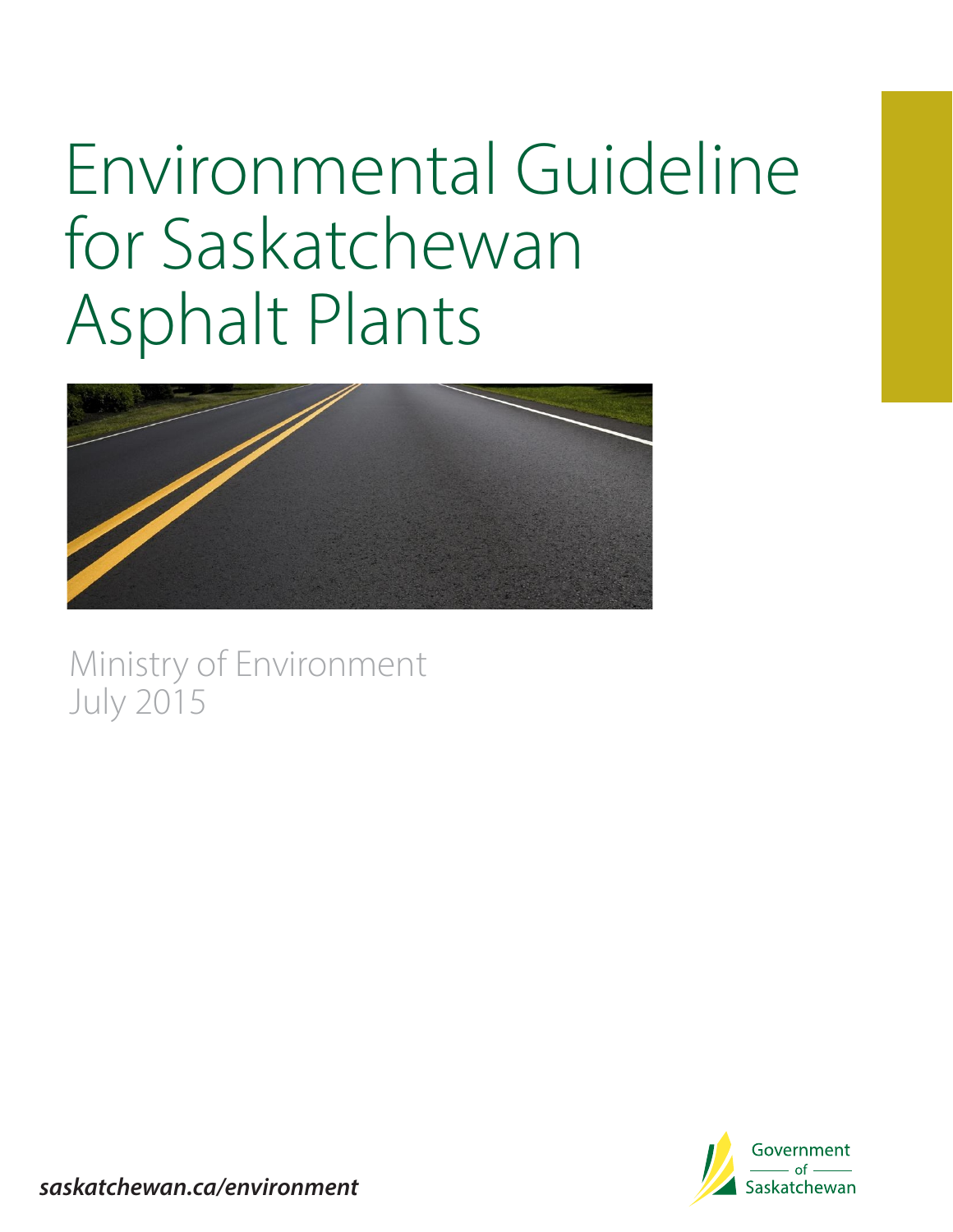# Environmental Guideline for Saskatchewan Asphalt Plants

Ministry of Environment
July 2015

*saskatchewan.ca/environment*

Government of Saskatchewan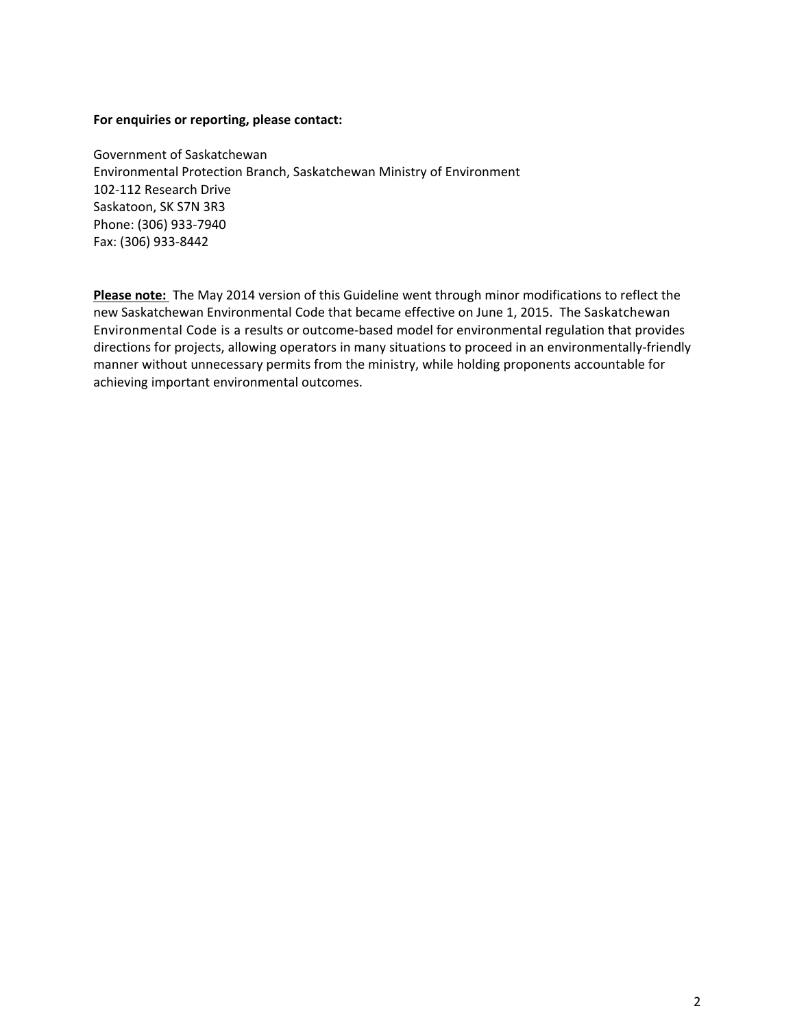**For enquiries or reporting, please contact:**

Government of Saskatchewan
Environmental Protection Branch, Saskatchewan Ministry of Environment
102-112 Research Drive
Saskatoon, SK S7N 3R3
Phone: (306) 933-7940
Fax: (306) 933-8442

**Please note:** The May 2014 version of this Guideline went through minor modifications to reflect the new Saskatchewan Environmental Code that became effective on June 1, 2015. The Saskatchewan Environmental Code is a results or outcome-based model for environmental regulation that provides directions for projects, allowing operators in many situations to proceed in an environmentally-friendly manner without unnecessary permits from the ministry, while holding proponents accountable for achieving important environmental outcomes.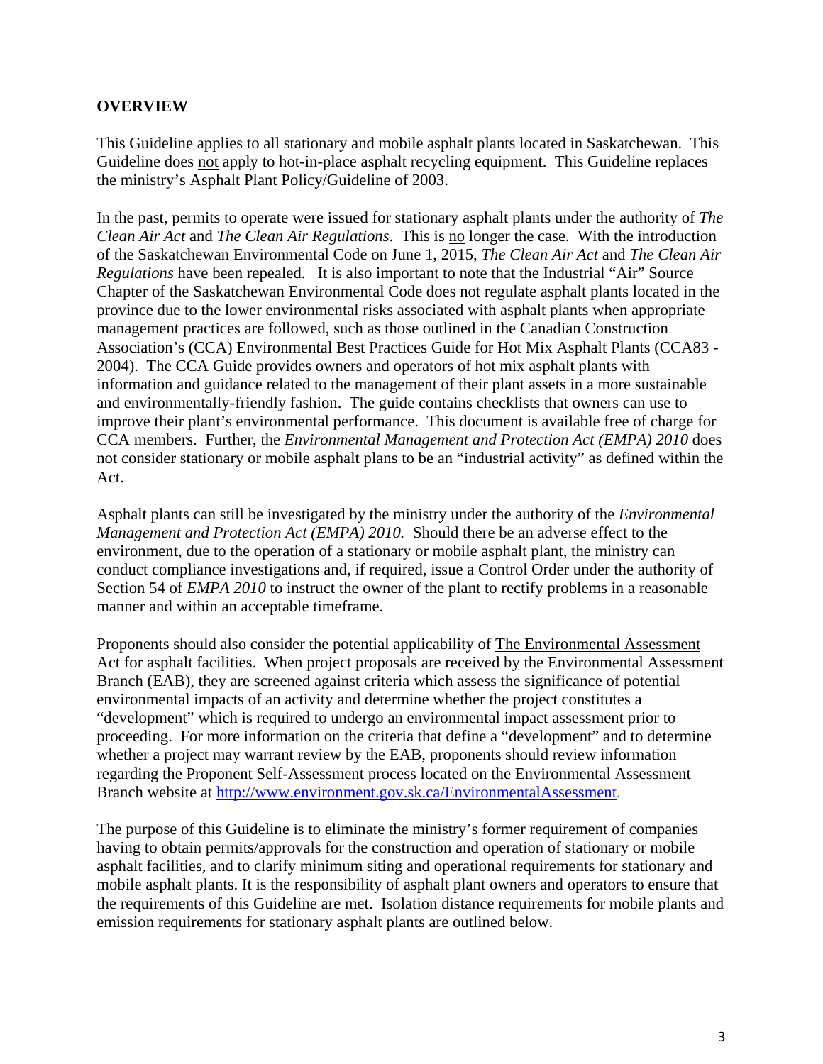## OVERVIEW

This Guideline applies to all stationary and mobile asphalt plants located in Saskatchewan. This Guideline does not apply to hot-in-place asphalt recycling equipment. This Guideline replaces the ministry's Asphalt Plant Policy/Guideline of 2003.

In the past, permits to operate were issued for stationary asphalt plants under the authority of *The Clean Air Act* and *The Clean Air Regulations*. This is no longer the case. With the introduction of the Saskatchewan Environmental Code on June 1, 2015, *The Clean Air Act* and *The Clean Air Regulations* have been repealed. It is also important to note that the Industrial "Air" Source Chapter of the Saskatchewan Environmental Code does not regulate asphalt plants located in the province due to the lower environmental risks associated with asphalt plants when appropriate management practices are followed, such as those outlined in the Canadian Construction Association's (CCA) Environmental Best Practices Guide for Hot Mix Asphalt Plants (CCA83 - 2004). The CCA Guide provides owners and operators of hot mix asphalt plants with information and guidance related to the management of their plant assets in a more sustainable and environmentally-friendly fashion. The guide contains checklists that owners can use to improve their plant's environmental performance. This document is available free of charge for CCA members. Further, the *Environmental Management and Protection Act (EMPA) 2010* does not consider stationary or mobile asphalt plans to be an "industrial activity" as defined within the Act.

Asphalt plants can still be investigated by the ministry under the authority of the *Environmental Management and Protection Act (EMPA) 2010.* Should there be an adverse effect to the environment, due to the operation of a stationary or mobile asphalt plant, the ministry can conduct compliance investigations and, if required, issue a Control Order under the authority of Section 54 of *EMPA 2010* to instruct the owner of the plant to rectify problems in a reasonable manner and within an acceptable timeframe.

Proponents should also consider the potential applicability of The Environmental Assessment Act for asphalt facilities. When project proposals are received by the Environmental Assessment Branch (EAB), they are screened against criteria which assess the significance of potential environmental impacts of an activity and determine whether the project constitutes a "development" which is required to undergo an environmental impact assessment prior to proceeding. For more information on the criteria that define a "development" and to determine whether a project may warrant review by the EAB, proponents should review information regarding the Proponent Self-Assessment process located on the Environmental Assessment Branch website at http://www.environment.gov.sk.ca/EnvironmentalAssessment.

The purpose of this Guideline is to eliminate the ministry's former requirement of companies having to obtain permits/approvals for the construction and operation of stationary or mobile asphalt facilities, and to clarify minimum siting and operational requirements for stationary and mobile asphalt plants. It is the responsibility of asphalt plant owners and operators to ensure that the requirements of this Guideline are met. Isolation distance requirements for mobile plants and emission requirements for stationary asphalt plants are outlined below.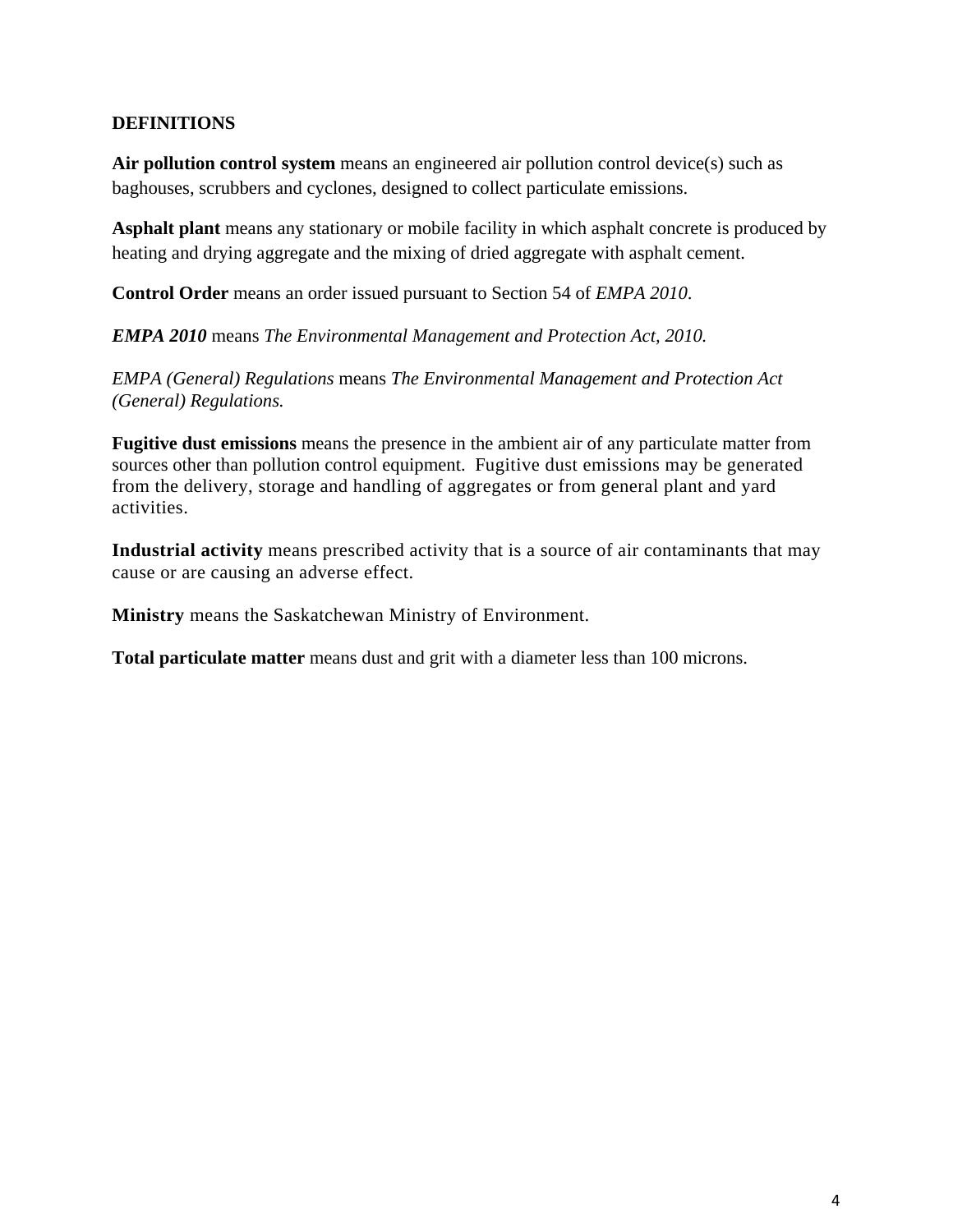## DEFINITIONS

**Air pollution control system** means an engineered air pollution control device(s) such as baghouses, scrubbers and cyclones, designed to collect particulate emissions.

**Asphalt plant** means any stationary or mobile facility in which asphalt concrete is produced by heating and drying aggregate and the mixing of dried aggregate with asphalt cement.

**Control Order** means an order issued pursuant to Section 54 of *EMPA 2010*.

***EMPA 2010*** means *The Environmental Management and Protection Act, 2010.*

*EMPA (General) Regulations* means *The Environmental Management and Protection Act (General) Regulations.*

**Fugitive dust emissions** means the presence in the ambient air of any particulate matter from sources other than pollution control equipment. Fugitive dust emissions may be generated from the delivery, storage and handling of aggregates or from general plant and yard activities.

**Industrial activity** means prescribed activity that is a source of air contaminants that may cause or are causing an adverse effect.

**Ministry** means the Saskatchewan Ministry of Environment.

**Total particulate matter** means dust and grit with a diameter less than 100 microns.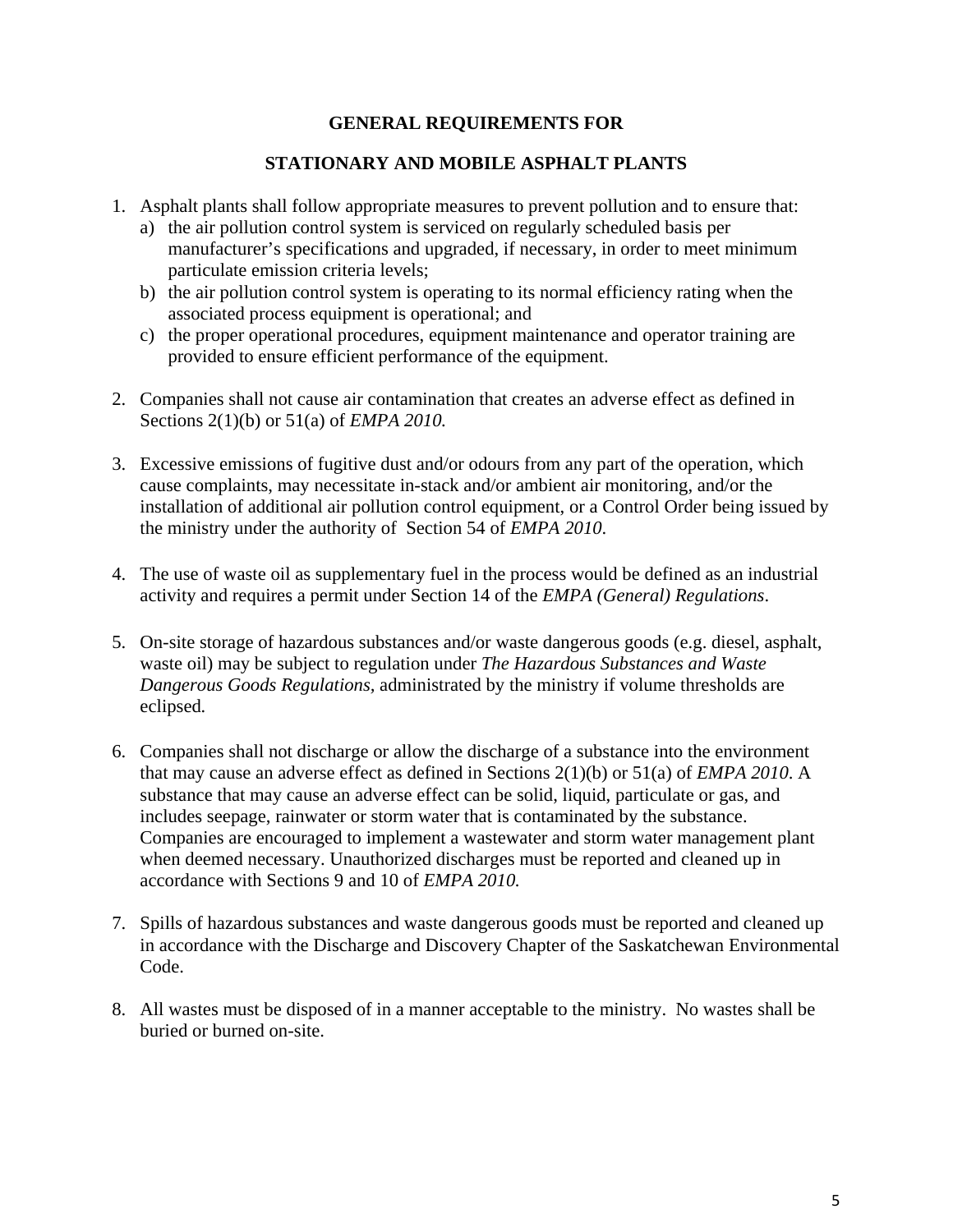## GENERAL REQUIREMENTS FOR

## STATIONARY AND MOBILE ASPHALT PLANTS

1. Asphalt plants shall follow appropriate measures to prevent pollution and to ensure that:
   a) the air pollution control system is serviced on regularly scheduled basis per manufacturer's specifications and upgraded, if necessary, in order to meet minimum particulate emission criteria levels;
   b) the air pollution control system is operating to its normal efficiency rating when the associated process equipment is operational; and
   c) the proper operational procedures, equipment maintenance and operator training are provided to ensure efficient performance of the equipment.

2. Companies shall not cause air contamination that creates an adverse effect as defined in Sections 2(1)(b) or 51(a) of *EMPA 2010.*

3. Excessive emissions of fugitive dust and/or odours from any part of the operation, which cause complaints, may necessitate in-stack and/or ambient air monitoring, and/or the installation of additional air pollution control equipment, or a Control Order being issued by the ministry under the authority of Section 54 of *EMPA 2010*.

4. The use of waste oil as supplementary fuel in the process would be defined as an industrial activity and requires a permit under Section 14 of the *EMPA (General) Regulations*.

5. On-site storage of hazardous substances and/or waste dangerous goods (e.g. diesel, asphalt, waste oil) may be subject to regulation under *The Hazardous Substances and Waste Dangerous Goods Regulations,* administrated by the ministry if volume thresholds are eclipsed.

6. Companies shall not discharge or allow the discharge of a substance into the environment that may cause an adverse effect as defined in Sections 2(1)(b) or 51(a) of *EMPA 2010*. A substance that may cause an adverse effect can be solid, liquid, particulate or gas, and includes seepage, rainwater or storm water that is contaminated by the substance. Companies are encouraged to implement a wastewater and storm water management plant when deemed necessary. Unauthorized discharges must be reported and cleaned up in accordance with Sections 9 and 10 of *EMPA 2010.*

7. Spills of hazardous substances and waste dangerous goods must be reported and cleaned up in accordance with the Discharge and Discovery Chapter of the Saskatchewan Environmental Code.

8. All wastes must be disposed of in a manner acceptable to the ministry. No wastes shall be buried or burned on-site.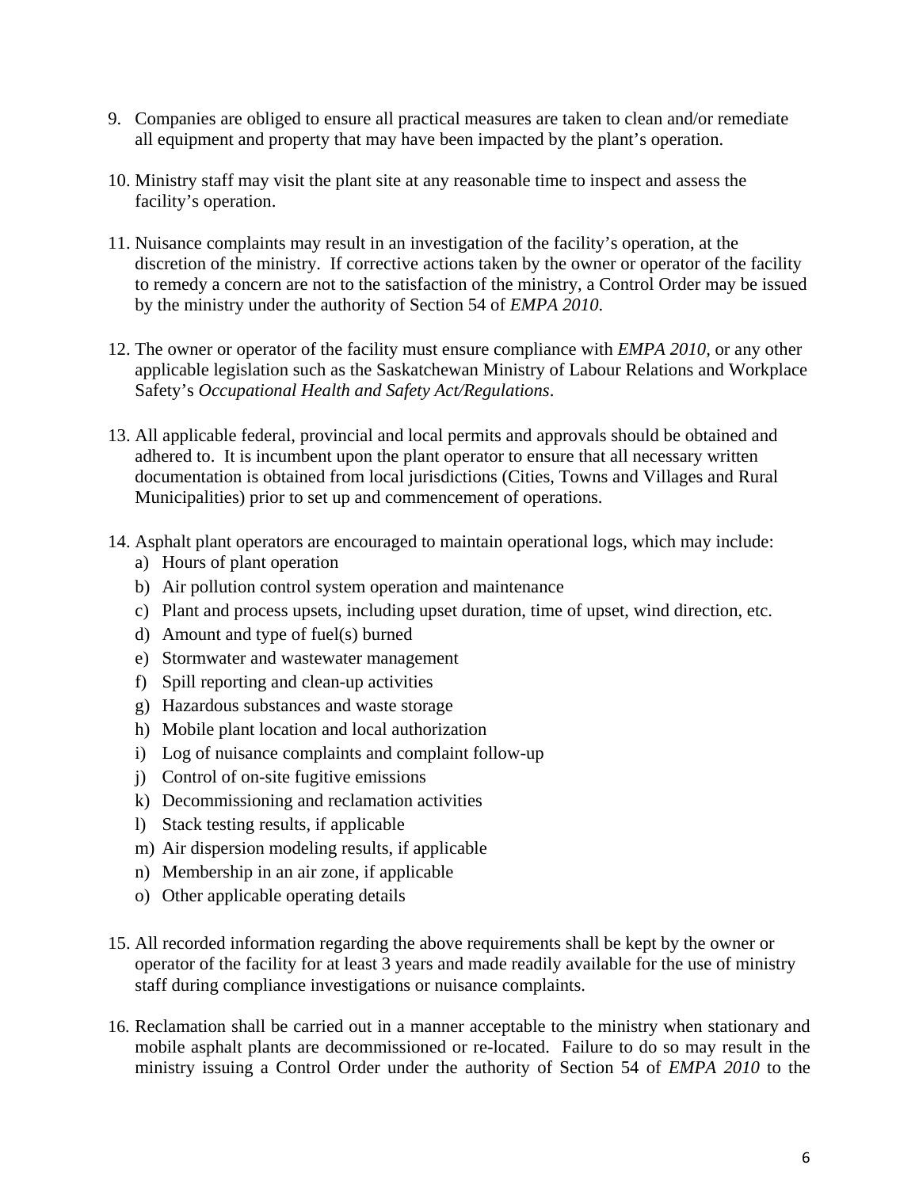9. Companies are obliged to ensure all practical measures are taken to clean and/or remediate all equipment and property that may have been impacted by the plant's operation.

10. Ministry staff may visit the plant site at any reasonable time to inspect and assess the facility's operation.

11. Nuisance complaints may result in an investigation of the facility's operation, at the discretion of the ministry. If corrective actions taken by the owner or operator of the facility to remedy a concern are not to the satisfaction of the ministry, a Control Order may be issued by the ministry under the authority of Section 54 of *EMPA 2010.*

12. The owner or operator of the facility must ensure compliance with *EMPA 2010,* or any other applicable legislation such as the Saskatchewan Ministry of Labour Relations and Workplace Safety's *Occupational Health and Safety Act/Regulations*.

13. All applicable federal, provincial and local permits and approvals should be obtained and adhered to. It is incumbent upon the plant operator to ensure that all necessary written documentation is obtained from local jurisdictions (Cities, Towns and Villages and Rural Municipalities) prior to set up and commencement of operations.

14. Asphalt plant operators are encouraged to maintain operational logs, which may include:
    a) Hours of plant operation
    b) Air pollution control system operation and maintenance
    c) Plant and process upsets, including upset duration, time of upset, wind direction, etc.
    d) Amount and type of fuel(s) burned
    e) Stormwater and wastewater management
    f) Spill reporting and clean-up activities
    g) Hazardous substances and waste storage
    h) Mobile plant location and local authorization
    i) Log of nuisance complaints and complaint follow-up
    j) Control of on-site fugitive emissions
    k) Decommissioning and reclamation activities
    l) Stack testing results, if applicable
    m) Air dispersion modeling results, if applicable
    n) Membership in an air zone, if applicable
    o) Other applicable operating details

15. All recorded information regarding the above requirements shall be kept by the owner or operator of the facility for at least 3 years and made readily available for the use of ministry staff during compliance investigations or nuisance complaints.

16. Reclamation shall be carried out in a manner acceptable to the ministry when stationary and mobile asphalt plants are decommissioned or re-located. Failure to do so may result in the ministry issuing a Control Order under the authority of Section 54 of *EMPA 2010* to the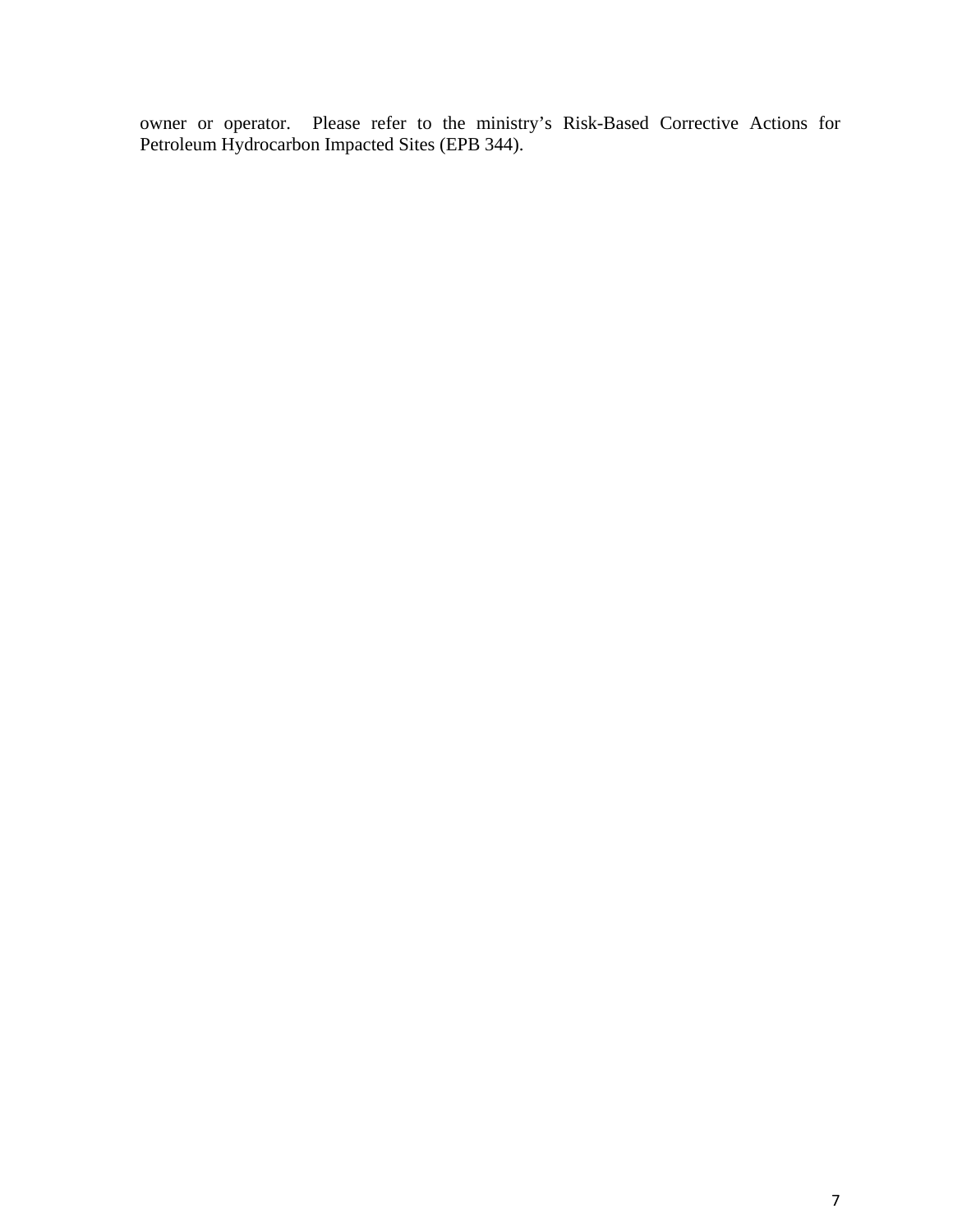owner or operator. Please refer to the ministry's Risk-Based Corrective Actions for Petroleum Hydrocarbon Impacted Sites (EPB 344).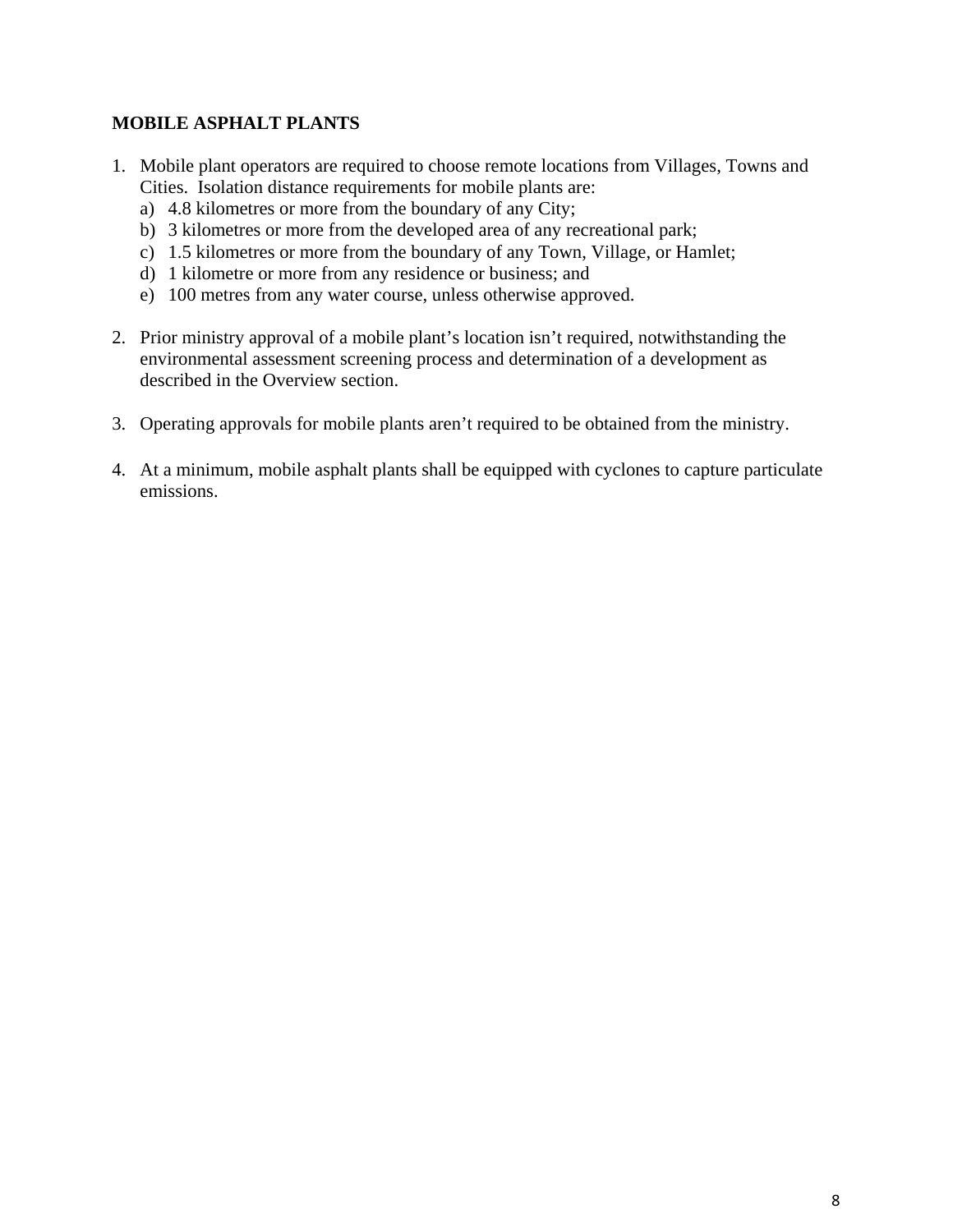## MOBILE ASPHALT PLANTS

1. Mobile plant operators are required to choose remote locations from Villages, Towns and Cities. Isolation distance requirements for mobile plants are:
   a) 4.8 kilometres or more from the boundary of any City;
   b) 3 kilometres or more from the developed area of any recreational park;
   c) 1.5 kilometres or more from the boundary of any Town, Village, or Hamlet;
   d) 1 kilometre or more from any residence or business; and
   e) 100 metres from any water course, unless otherwise approved.

2. Prior ministry approval of a mobile plant's location isn't required, notwithstanding the environmental assessment screening process and determination of a development as described in the Overview section.

3. Operating approvals for mobile plants aren't required to be obtained from the ministry.

4. At a minimum, mobile asphalt plants shall be equipped with cyclones to capture particulate emissions.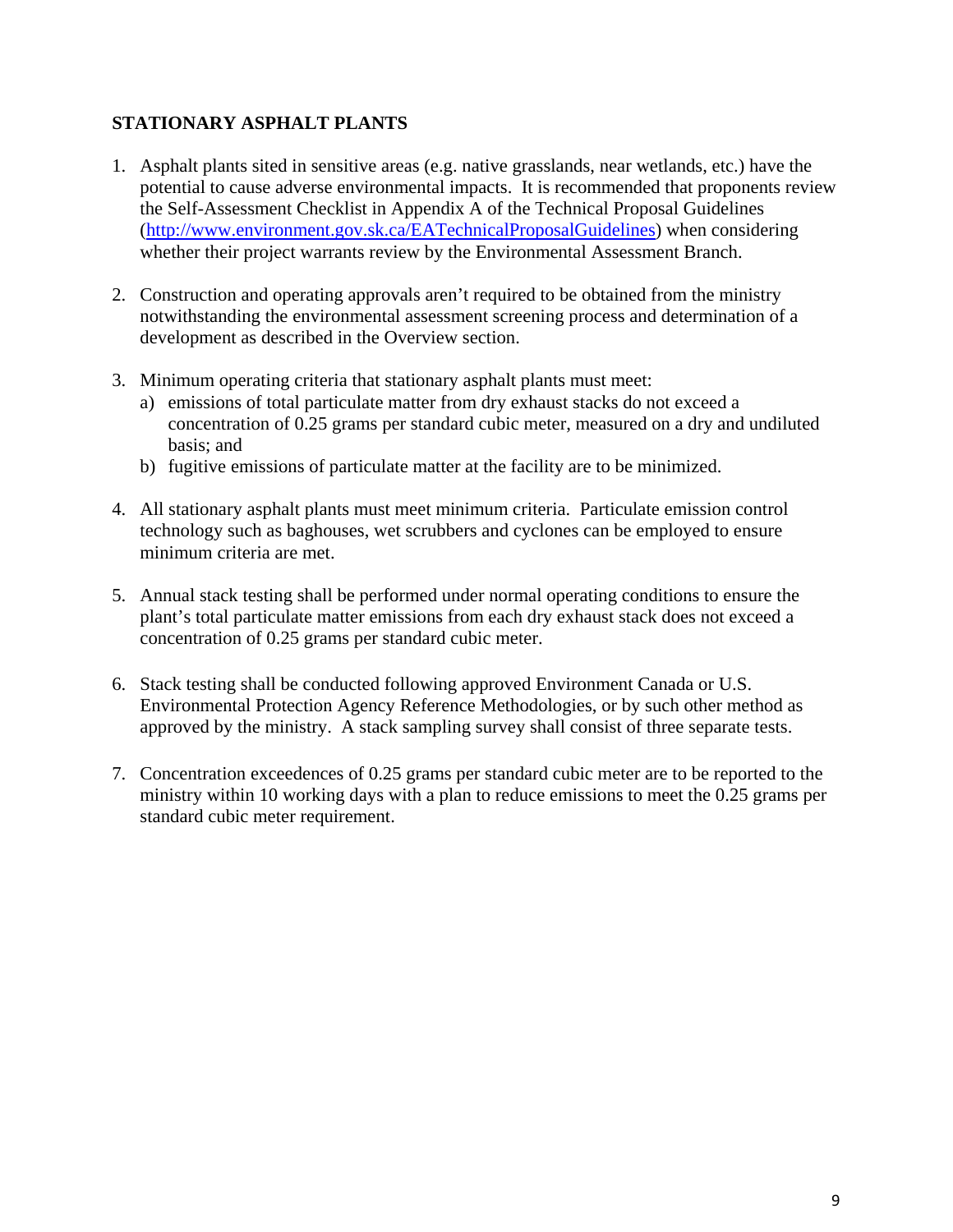## STATIONARY ASPHALT PLANTS

1. Asphalt plants sited in sensitive areas (e.g. native grasslands, near wetlands, etc.) have the potential to cause adverse environmental impacts. It is recommended that proponents review the Self-Assessment Checklist in Appendix A of the Technical Proposal Guidelines (http://www.environment.gov.sk.ca/EATechnicalProposalGuidelines) when considering whether their project warrants review by the Environmental Assessment Branch.

2. Construction and operating approvals aren't required to be obtained from the ministry notwithstanding the environmental assessment screening process and determination of a development as described in the Overview section.

3. Minimum operating criteria that stationary asphalt plants must meet:
   a) emissions of total particulate matter from dry exhaust stacks do not exceed a concentration of 0.25 grams per standard cubic meter, measured on a dry and undiluted basis; and
   b) fugitive emissions of particulate matter at the facility are to be minimized.

4. All stationary asphalt plants must meet minimum criteria. Particulate emission control technology such as baghouses, wet scrubbers and cyclones can be employed to ensure minimum criteria are met.

5. Annual stack testing shall be performed under normal operating conditions to ensure the plant's total particulate matter emissions from each dry exhaust stack does not exceed a concentration of 0.25 grams per standard cubic meter.

6. Stack testing shall be conducted following approved Environment Canada or U.S. Environmental Protection Agency Reference Methodologies, or by such other method as approved by the ministry. A stack sampling survey shall consist of three separate tests.

7. Concentration exceedences of 0.25 grams per standard cubic meter are to be reported to the ministry within 10 working days with a plan to reduce emissions to meet the 0.25 grams per standard cubic meter requirement.